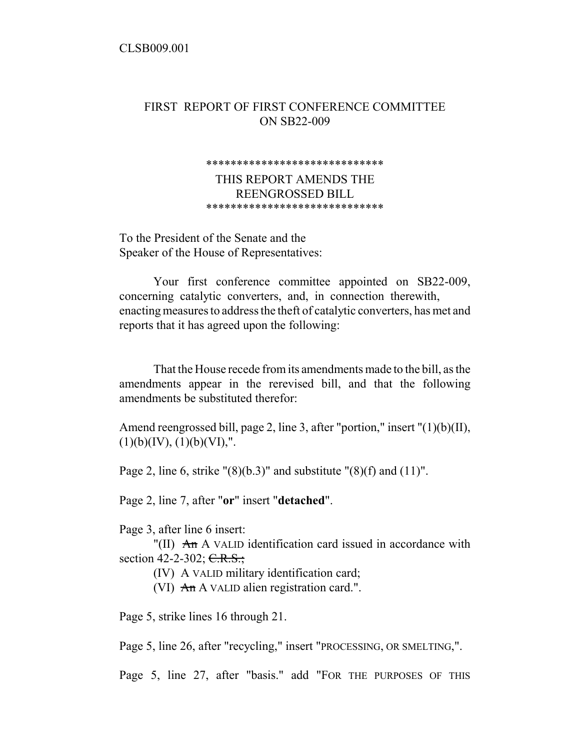CLSB009.001

# FIRST REPORT OF FIRST CONFERENCE COMMITTEE ON SB22-009

\*\*\*\*\*\*\*\*\*\*\*\*\*\*\*\*\*\*\*\*\*\*\*\*\*\*\*\*\*

THIS REPORT AMENDS THE REENGROSSED BILL

\*\*\*\*\*\*\*\*\*\*\*\*\*\*\*\*\*\*\*\*\*\*\*\*\*\*\*\*\*

To the President of the Senate and the
Speaker of the House of Representatives:

Your first conference committee appointed on SB22-009, concerning catalytic converters, and, in connection therewith, enacting measures to address the theft of catalytic converters, has met and reports that it has agreed upon the following:

That the House recede from its amendments made to the bill, as the amendments appear in the rerevised bill, and that the following amendments be substituted therefor:

Amend reengrossed bill, page 2, line 3, after "portion," insert "(1)(b)(II), (1)(b)(IV), (1)(b)(VI),".

Page 2, line 6, strike "(8)(b.3)" and substitute "(8)(f) and (11)".

Page 2, line 7, after "**or**" insert "**detached**".

Page 3, after line 6 insert:

"(II) ~~An~~ A VALID identification card issued in accordance with section 42-2-302; ~~C.R.S.;~~

(IV) A VALID military identification card;

(VI) ~~An~~ A VALID alien registration card.".

Page 5, strike lines 16 through 21.

Page 5, line 26, after "recycling," insert "PROCESSING, OR SMELTING,".

Page 5, line 27, after "basis." add "FOR THE PURPOSES OF THIS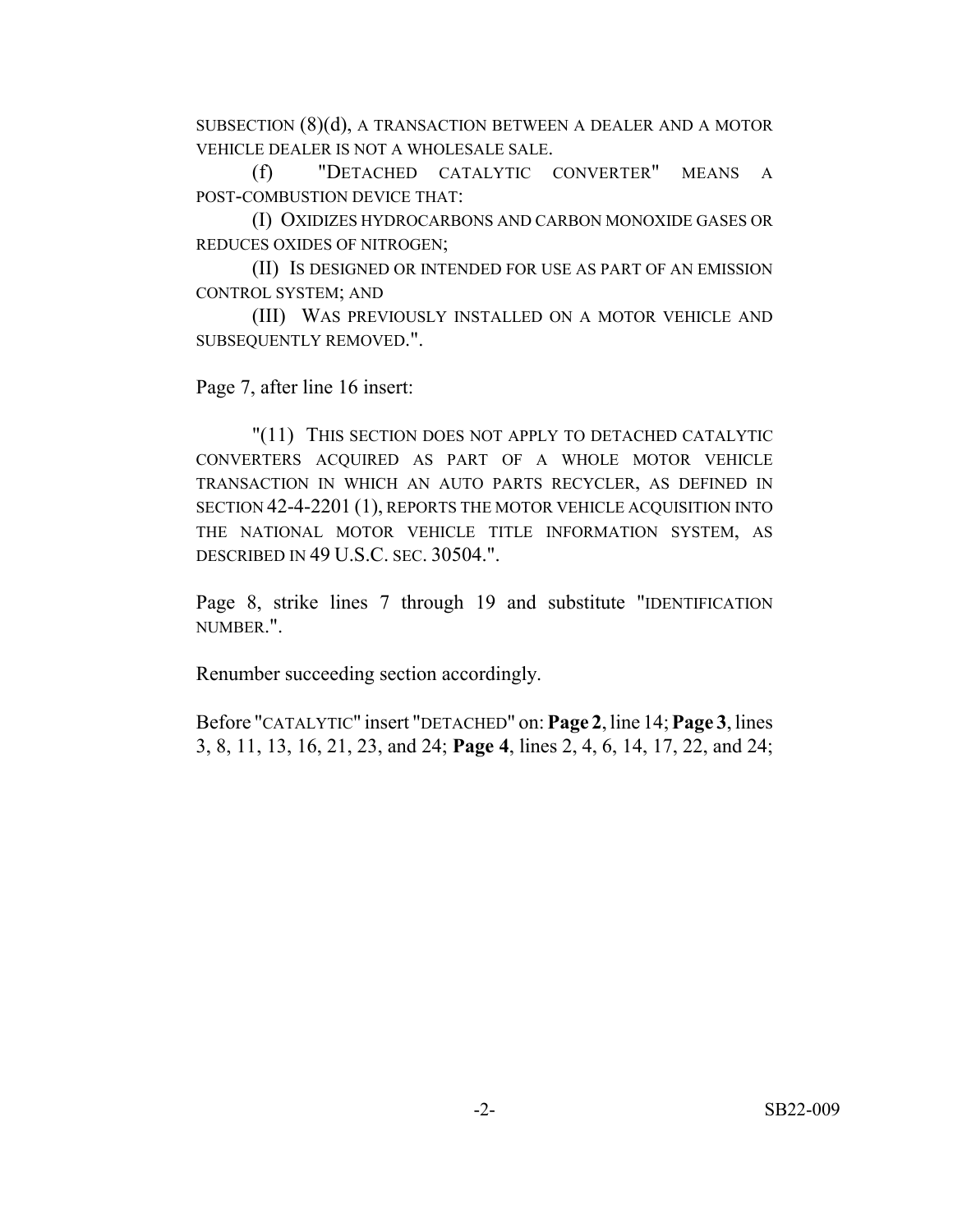SUBSECTION (8)(d), A TRANSACTION BETWEEN A DEALER AND A MOTOR VEHICLE DEALER IS NOT A WHOLESALE SALE.

(f) "DETACHED CATALYTIC CONVERTER" MEANS A POST-COMBUSTION DEVICE THAT:

(I) OXIDIZES HYDROCARBONS AND CARBON MONOXIDE GASES OR REDUCES OXIDES OF NITROGEN;

(II) IS DESIGNED OR INTENDED FOR USE AS PART OF AN EMISSION CONTROL SYSTEM; AND

(III) WAS PREVIOUSLY INSTALLED ON A MOTOR VEHICLE AND SUBSEQUENTLY REMOVED.".

Page 7, after line 16 insert:

"(11) THIS SECTION DOES NOT APPLY TO DETACHED CATALYTIC CONVERTERS ACQUIRED AS PART OF A WHOLE MOTOR VEHICLE TRANSACTION IN WHICH AN AUTO PARTS RECYCLER, AS DEFINED IN SECTION 42-4-2201 (1), REPORTS THE MOTOR VEHICLE ACQUISITION INTO THE NATIONAL MOTOR VEHICLE TITLE INFORMATION SYSTEM, AS DESCRIBED IN 49 U.S.C. SEC. 30504.".

Page 8, strike lines 7 through 19 and substitute "IDENTIFICATION NUMBER.".

Renumber succeeding section accordingly.

Before "CATALYTIC" insert "DETACHED" on: **Page 2**, line 14; **Page 3**, lines 3, 8, 11, 13, 16, 21, 23, and 24; **Page 4**, lines 2, 4, 6, 14, 17, 22, and 24;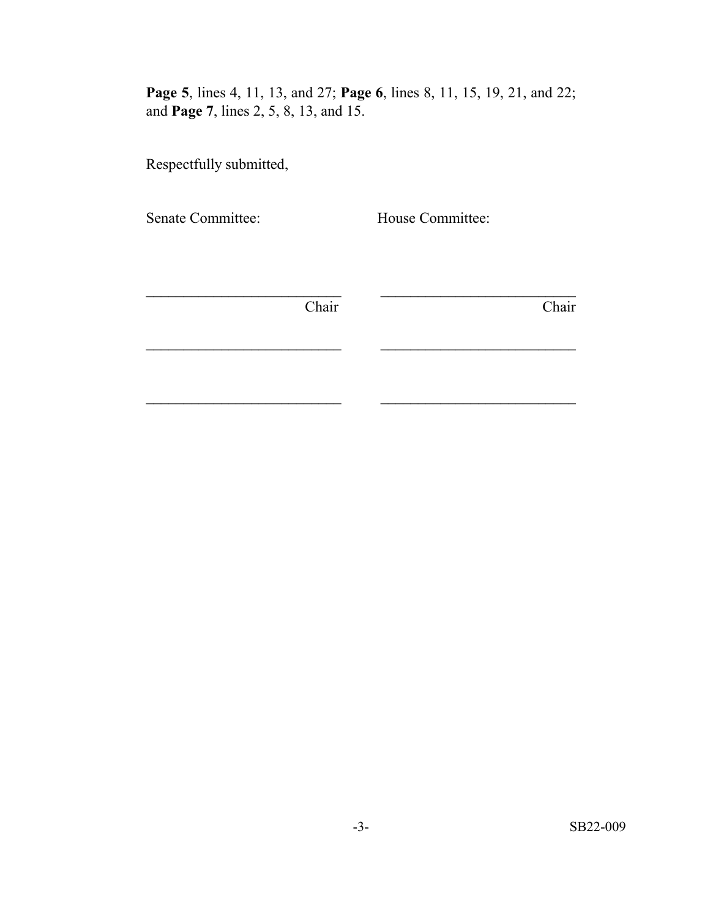**Page 5**, lines 4, 11, 13, and 27; **Page 6**, lines 8, 11, 15, 19, 21, and 22; and **Page 7**, lines 2, 5, 8, 13, and 15.

Respectfully submitted,

| Senate Committee: | House Committee: |
| --- | --- |
| ___________________________ Chair | ___________________________ Chair |
| ___________________________ | ___________________________ |
| ___________________________ | ___________________________ |